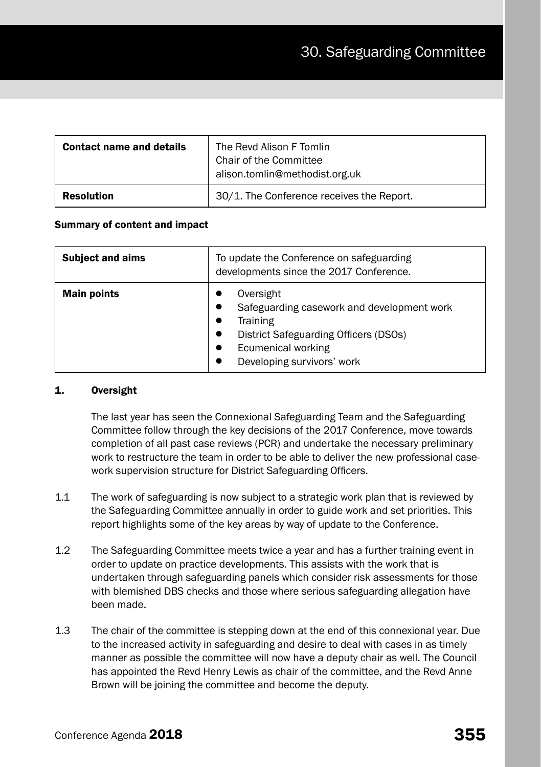# 30. Safeguarding Committee

| Contact name and details | The Revd Alison F Tomlin<br>Chair of the Committee<br>alison.tomlin@methodist.org.uk |
|---|---|
| **Resolution** | 30/1. The Conference receives the Report. |

**Summary of content and impact**

| Subject and aims | To update the Conference on safeguarding developments since the 2017 Conference. |
|---|---|
| **Main points** | • Oversight<br>• Safeguarding casework and development work<br>• Training<br>• District Safeguarding Officers (DSOs)<br>• Ecumenical working<br>• Developing survivors' work |

## 1. Oversight

The last year has seen the Connexional Safeguarding Team and the Safeguarding Committee follow through the key decisions of the 2017 Conference, move towards completion of all past case reviews (PCR) and undertake the necessary preliminary work to restructure the team in order to be able to deliver the new professional case-work supervision structure for District Safeguarding Officers.

1.1 The work of safeguarding is now subject to a strategic work plan that is reviewed by the Safeguarding Committee annually in order to guide work and set priorities. This report highlights some of the key areas by way of update to the Conference.

1.2 The Safeguarding Committee meets twice a year and has a further training event in order to update on practice developments. This assists with the work that is undertaken through safeguarding panels which consider risk assessments for those with blemished DBS checks and those where serious safeguarding allegation have been made.

1.3 The chair of the committee is stepping down at the end of this connexional year. Due to the increased activity in safeguarding and desire to deal with cases in as timely manner as possible the committee will now have a deputy chair as well. The Council has appointed the Revd Henry Lewis as chair of the committee, and the Revd Anne Brown will be joining the committee and become the deputy.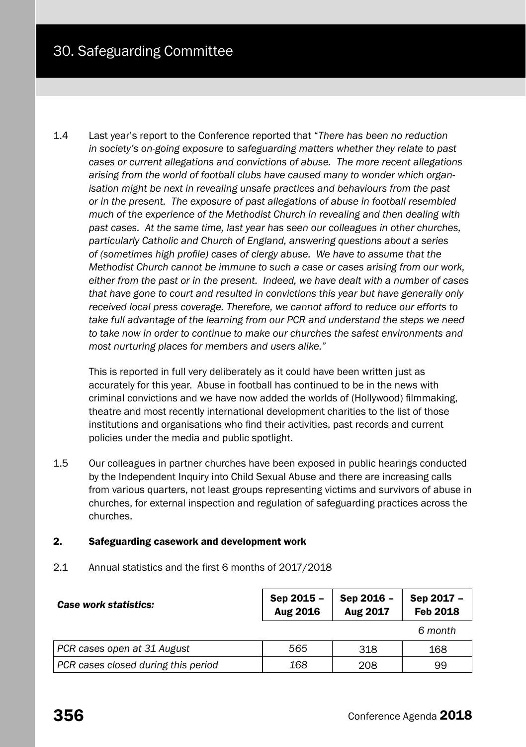# 30. Safeguarding Committee

1.4 Last year's report to the Conference reported that "*There has been no reduction in society's on-going exposure to safeguarding matters whether they relate to past cases or current allegations and convictions of abuse. The more recent allegations arising from the world of football clubs have caused many to wonder which organisation might be next in revealing unsafe practices and behaviours from the past or in the present. The exposure of past allegations of abuse in football resembled much of the experience of the Methodist Church in revealing and then dealing with past cases. At the same time, last year has seen our colleagues in other churches, particularly Catholic and Church of England, answering questions about a series of (sometimes high profile) cases of clergy abuse. We have to assume that the Methodist Church cannot be immune to such a case or cases arising from our work, either from the past or in the present. Indeed, we have dealt with a number of cases that have gone to court and resulted in convictions this year but have generally only received local press coverage. Therefore, we cannot afford to reduce our efforts to take full advantage of the learning from our PCR and understand the steps we need to take now in order to continue to make our churches the safest environments and most nurturing places for members and users alike.*"

This is reported in full very deliberately as it could have been written just as accurately for this year. Abuse in football has continued to be in the news with criminal convictions and we have now added the worlds of (Hollywood) filmmaking, theatre and most recently international development charities to the list of those institutions and organisations who find their activities, past records and current policies under the media and public spotlight.

1.5 Our colleagues in partner churches have been exposed in public hearings conducted by the Independent Inquiry into Child Sexual Abuse and there are increasing calls from various quarters, not least groups representing victims and survivors of abuse in churches, for external inspection and regulation of safeguarding practices across the churches.

## 2. Safeguarding casework and development work

2.1 Annual statistics and the first 6 months of 2017/2018

| *Case work statistics:* | Sep 2015 – Aug 2016 | Sep 2016 – Aug 2017 | Sep 2017 – Feb 2018 *6 month* |
|---|---|---|---|
| *PCR cases open at 31 August* | *565* | 318 | 168 |
| *PCR cases closed during this period* | *168* | 208 | 99 |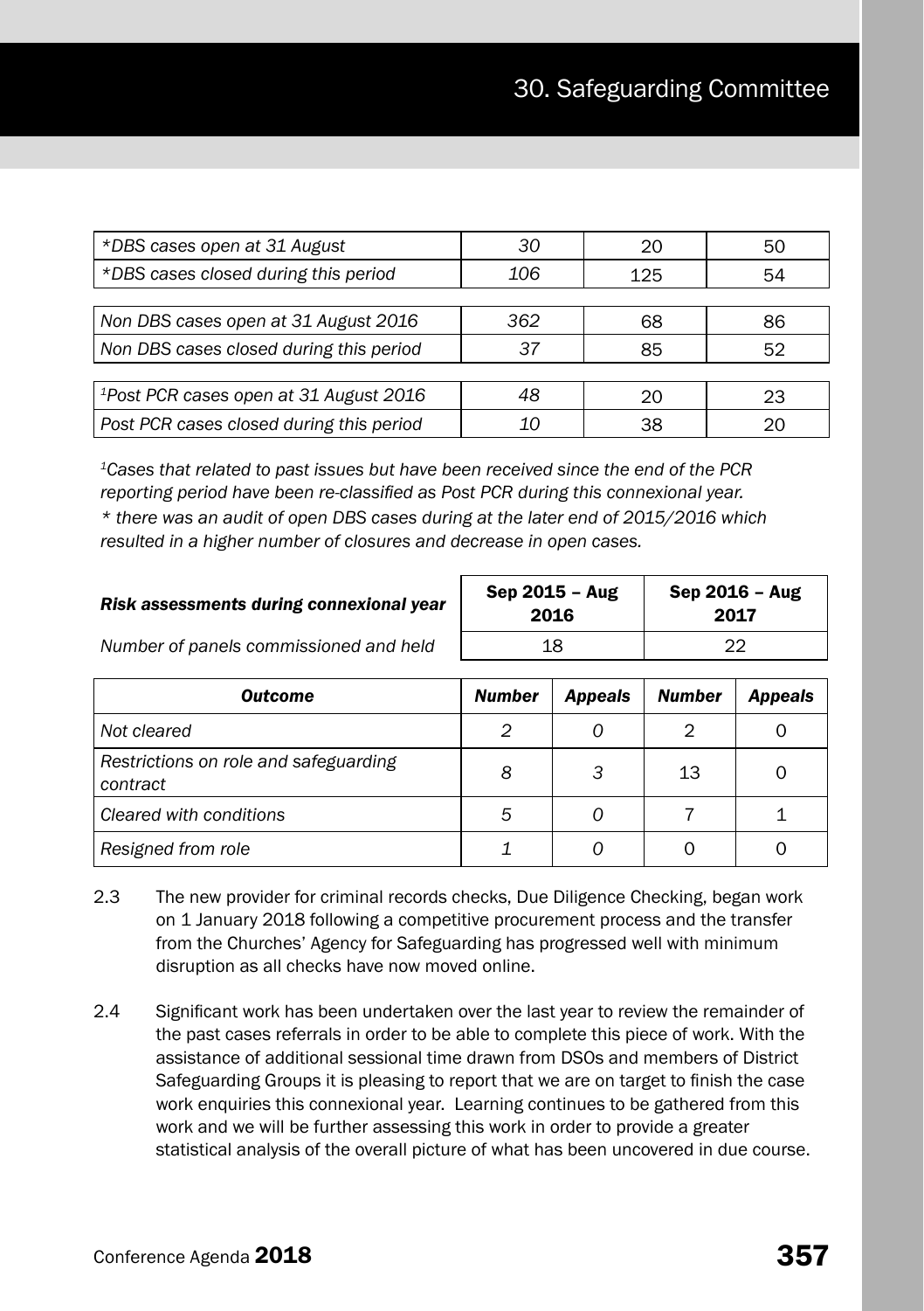| | | | |
|---|---|---|---|
| *\*DBS cases open at 31 August* | *30* | 20 | 50 |
| *\*DBS cases closed during this period* | *106* | 125 | 54 |
| *Non DBS cases open at 31 August 2016* | *362* | 68 | 86 |
| *Non DBS cases closed during this period* | *37* | 85 | 52 |
| *[1]Post PCR cases open at 31 August 2016* | *48* | 20 | 23 |
| *Post PCR cases closed during this period* | *10* | 38 | 20 |

*[1]Cases that related to past issues but have been received since the end of the PCR reporting period have been re-classified as Post PCR during this connexional year.*
*\* there was an audit of open DBS cases during at the later end of 2015/2016 which resulted in a higher number of closures and decrease in open cases.*

| ***Risk assessments during connexional year*** | **Sep 2015 – Aug 2016** | **Sep 2016 – Aug 2017** |
|---|---|---|
| *Number of panels commissioned and held* | 18 | 22 |

| ***Outcome*** | ***Number*** | ***Appeals*** | ***Number*** | ***Appeals*** |
|---|---|---|---|---|
| *Not cleared* | *2* | *0* | 2 | 0 |
| *Restrictions on role and safeguarding contract* | *8* | *3* | 13 | 0 |
| *Cleared with conditions* | *5* | *0* | 7 | 1 |
| *Resigned from role* | *1* | *0* | 0 | 0 |

2.3 The new provider for criminal records checks, Due Diligence Checking, began work on 1 January 2018 following a competitive procurement process and the transfer from the Churches' Agency for Safeguarding has progressed well with minimum disruption as all checks have now moved online.

2.4 Significant work has been undertaken over the last year to review the remainder of the past cases referrals in order to be able to complete this piece of work. With the assistance of additional sessional time drawn from DSOs and members of District Safeguarding Groups it is pleasing to report that we are on target to finish the case work enquiries this connexional year. Learning continues to be gathered from this work and we will be further assessing this work in order to provide a greater statistical analysis of the overall picture of what has been uncovered in due course.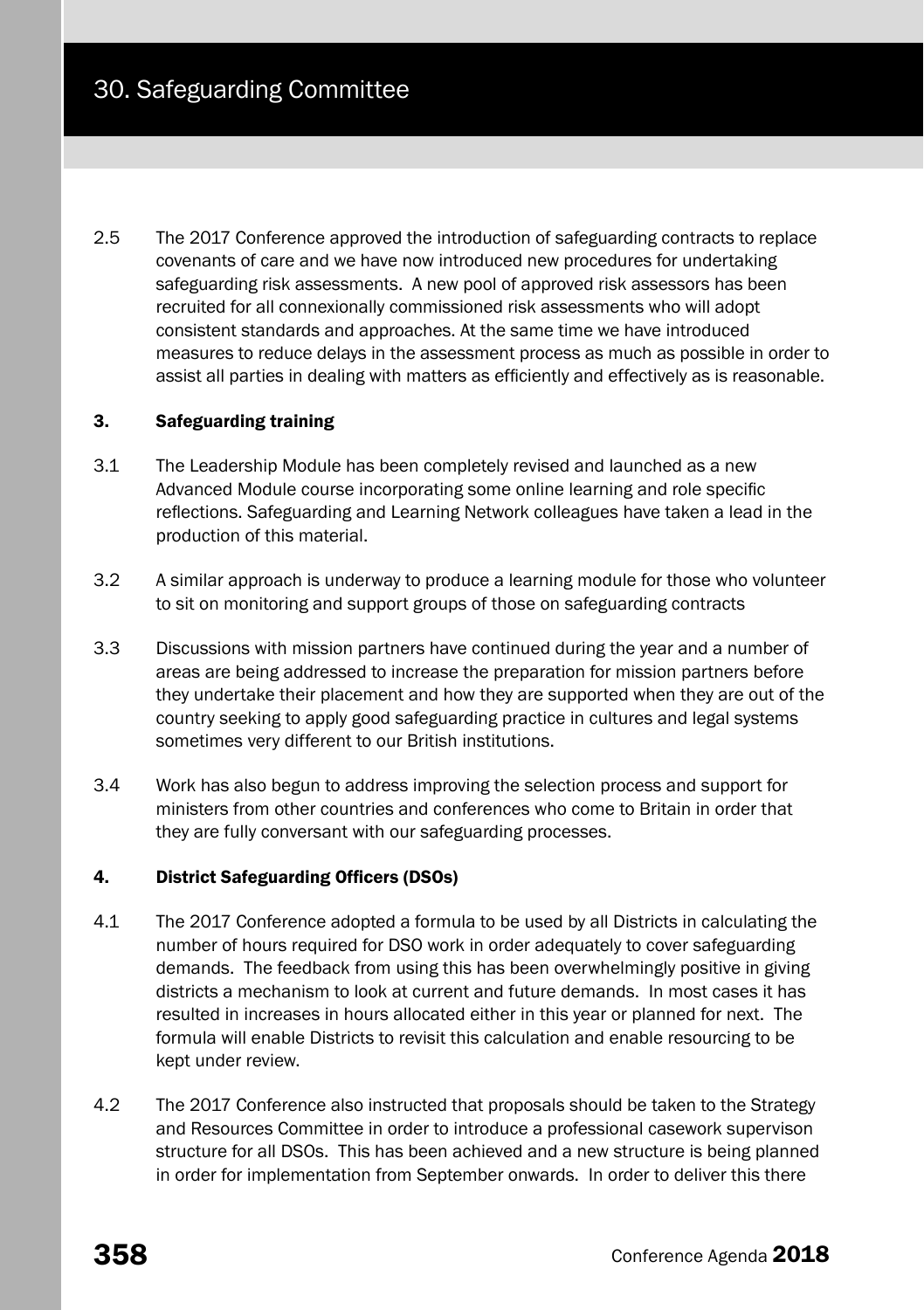2.5 The 2017 Conference approved the introduction of safeguarding contracts to replace covenants of care and we have now introduced new procedures for undertaking safeguarding risk assessments. A new pool of approved risk assessors has been recruited for all connexionally commissioned risk assessments who will adopt consistent standards and approaches. At the same time we have introduced measures to reduce delays in the assessment process as much as possible in order to assist all parties in dealing with matters as efficiently and effectively as is reasonable.

### 3. Safeguarding training

3.1 The Leadership Module has been completely revised and launched as a new Advanced Module course incorporating some online learning and role specific reflections. Safeguarding and Learning Network colleagues have taken a lead in the production of this material.

3.2 A similar approach is underway to produce a learning module for those who volunteer to sit on monitoring and support groups of those on safeguarding contracts

3.3 Discussions with mission partners have continued during the year and a number of areas are being addressed to increase the preparation for mission partners before they undertake their placement and how they are supported when they are out of the country seeking to apply good safeguarding practice in cultures and legal systems sometimes very different to our British institutions.

3.4 Work has also begun to address improving the selection process and support for ministers from other countries and conferences who come to Britain in order that they are fully conversant with our safeguarding processes.

### 4. District Safeguarding Officers (DSOs)

4.1 The 2017 Conference adopted a formula to be used by all Districts in calculating the number of hours required for DSO work in order adequately to cover safeguarding demands. The feedback from using this has been overwhelmingly positive in giving districts a mechanism to look at current and future demands. In most cases it has resulted in increases in hours allocated either in this year or planned for next. The formula will enable Districts to revisit this calculation and enable resourcing to be kept under review.

4.2 The 2017 Conference also instructed that proposals should be taken to the Strategy and Resources Committee in order to introduce a professional casework supervison structure for all DSOs. This has been achieved and a new structure is being planned in order for implementation from September onwards. In order to deliver this there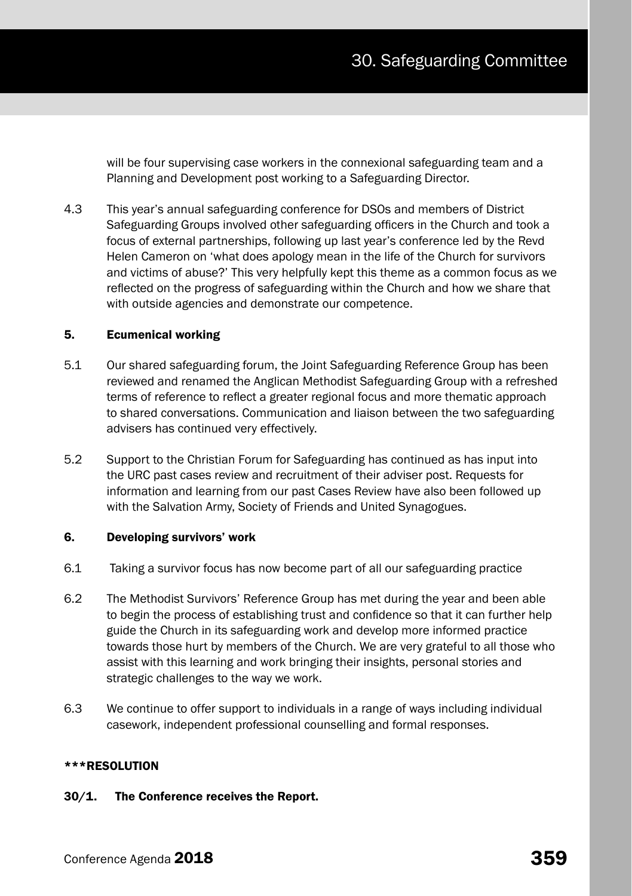will be four supervising case workers in the connexional safeguarding team and a Planning and Development post working to a Safeguarding Director.

4.3 This year's annual safeguarding conference for DSOs and members of District Safeguarding Groups involved other safeguarding officers in the Church and took a focus of external partnerships, following up last year's conference led by the Revd Helen Cameron on 'what does apology mean in the life of the Church for survivors and victims of abuse?' This very helpfully kept this theme as a common focus as we reflected on the progress of safeguarding within the Church and how we share that with outside agencies and demonstrate our competence.

## 5. Ecumenical working

5.1 Our shared safeguarding forum, the Joint Safeguarding Reference Group has been reviewed and renamed the Anglican Methodist Safeguarding Group with a refreshed terms of reference to reflect a greater regional focus and more thematic approach to shared conversations. Communication and liaison between the two safeguarding advisers has continued very effectively.

5.2 Support to the Christian Forum for Safeguarding has continued as has input into the URC past cases review and recruitment of their adviser post. Requests for information and learning from our past Cases Review have also been followed up with the Salvation Army, Society of Friends and United Synagogues.

## 6. Developing survivors' work

6.1 Taking a survivor focus has now become part of all our safeguarding practice

6.2 The Methodist Survivors' Reference Group has met during the year and been able to begin the process of establishing trust and confidence so that it can further help guide the Church in its safeguarding work and develop more informed practice towards those hurt by members of the Church. We are very grateful to all those who assist with this learning and work bringing their insights, personal stories and strategic challenges to the way we work.

6.3 We continue to offer support to individuals in a range of ways including individual casework, independent professional counselling and formal responses.

**\*\*\*RESOLUTION**

**30/1. The Conference receives the Report.**